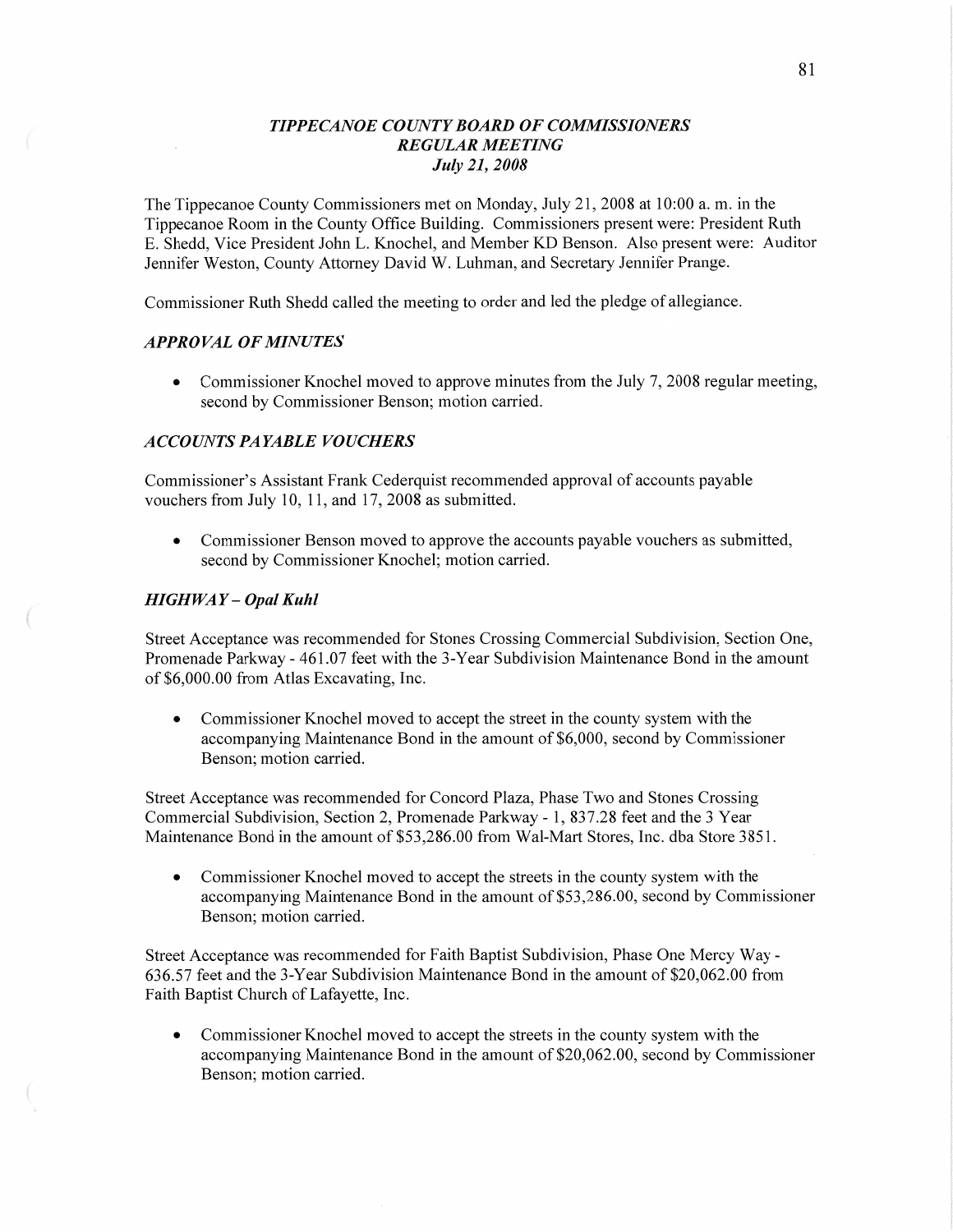# *TIPPECANOE COUNTY BOARD OF COMMISSIONERS*
## *REGULAR MEETING*
### *July 21, 2008*

The Tippecanoe County Commissioners met on Monday, July 21, 2008 at 10:00 a. m. in the Tippecanoe Room in the County Office Building. Commissioners present were: President Ruth E. Shedd, Vice President John L. Knochel, and Member KD Benson. Also present were: Auditor Jennifer Weston, County Attorney David W. Luhman, and Secretary Jennifer Prange.

Commissioner Ruth Shedd called the meeting to order and led the pledge of allegiance.

### *APPROVAL OF MINUTES*

- Commissioner Knochel moved to approve minutes from the July 7, 2008 regular meeting, second by Commissioner Benson; motion carried.

### *ACCOUNTS PAYABLE VOUCHERS*

Commissioner's Assistant Frank Cederquist recommended approval of accounts payable vouchers from July 10, 11, and 17, 2008 as submitted.

- Commissioner Benson moved to approve the accounts payable vouchers as submitted, second by Commissioner Knochel; motion carried.

### *HIGHWAY – Opal Kuhl*

Street Acceptance was recommended for Stones Crossing Commercial Subdivision, Section One, Promenade Parkway - 461.07 feet with the 3-Year Subdivision Maintenance Bond in the amount of $6,000.00 from Atlas Excavating, Inc.

- Commissioner Knochel moved to accept the street in the county system with the accompanying Maintenance Bond in the amount of $6,000, second by Commissioner Benson; motion carried.

Street Acceptance was recommended for Concord Plaza, Phase Two and Stones Crossing Commercial Subdivision, Section 2, Promenade Parkway - 1, 837.28 feet and the 3 Year Maintenance Bond in the amount of $53,286.00 from Wal-Mart Stores, Inc. dba Store 3851.

- Commissioner Knochel moved to accept the streets in the county system with the accompanying Maintenance Bond in the amount of $53,286.00, second by Commissioner Benson; motion carried.

Street Acceptance was recommended for Faith Baptist Subdivision, Phase One Mercy Way - 636.57 feet and the 3-Year Subdivision Maintenance Bond in the amount of $20,062.00 from Faith Baptist Church of Lafayette, Inc.

- Commissioner Knochel moved to accept the streets in the county system with the accompanying Maintenance Bond in the amount of $20,062.00, second by Commissioner Benson; motion carried.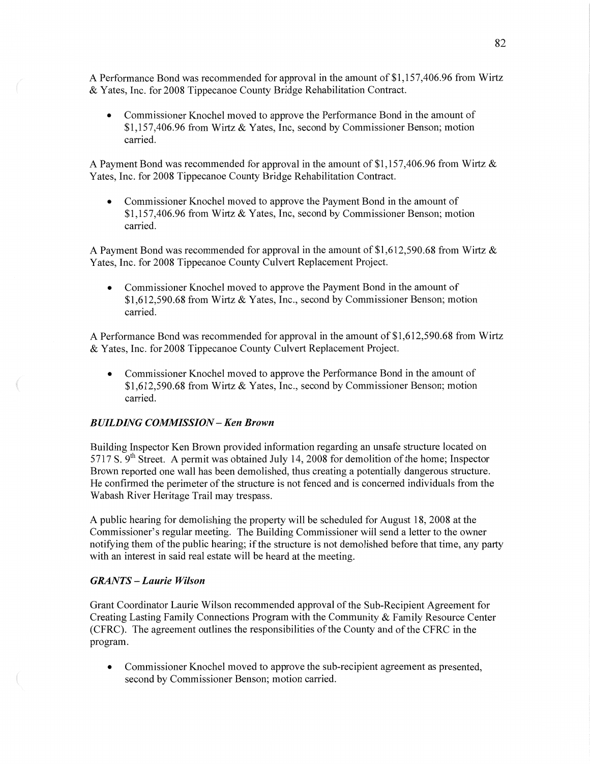A Performance Bond was recommended for approval in the amount of $1,157,406.96 from Wirtz & Yates, Inc. for 2008 Tippecanoe County Bridge Rehabilitation Contract.

- Commissioner Knochel moved to approve the Performance Bond in the amount of $1,157,406.96 from Wirtz & Yates, Inc, second by Commissioner Benson; motion carried.

A Payment Bond was recommended for approval in the amount of $1,157,406.96 from Wirtz & Yates, Inc. for 2008 Tippecanoe County Bridge Rehabilitation Contract.

- Commissioner Knochel moved to approve the Payment Bond in the amount of $1,157,406.96 from Wirtz & Yates, Inc, second by Commissioner Benson; motion carried.

A Payment Bond was recommended for approval in the amount of $1,612,590.68 from Wirtz & Yates, Inc. for 2008 Tippecanoe County Culvert Replacement Project.

- Commissioner Knochel moved to approve the Payment Bond in the amount of $1,612,590.68 from Wirtz & Yates, Inc., second by Commissioner Benson; motion carried.

A Performance Bond was recommended for approval in the amount of $1,612,590.68 from Wirtz & Yates, Inc. for 2008 Tippecanoe County Culvert Replacement Project.

- Commissioner Knochel moved to approve the Performance Bond in the amount of $1,612,590.68 from Wirtz & Yates, Inc., second by Commissioner Benson; motion carried.

### *BUILDING COMMISSION – Ken Brown*

Building Inspector Ken Brown provided information regarding an unsafe structure located on 5717 S. 9th Street. A permit was obtained July 14, 2008 for demolition of the home; Inspector Brown reported one wall has been demolished, thus creating a potentially dangerous structure. He confirmed the perimeter of the structure is not fenced and is concerned individuals from the Wabash River Heritage Trail may trespass.

A public hearing for demolishing the property will be scheduled for August 18, 2008 at the Commissioner's regular meeting. The Building Commissioner will send a letter to the owner notifying them of the public hearing; if the structure is not demolished before that time, any party with an interest in said real estate will be heard at the meeting.

### *GRANTS – Laurie Wilson*

Grant Coordinator Laurie Wilson recommended approval of the Sub-Recipient Agreement for Creating Lasting Family Connections Program with the Community & Family Resource Center (CFRC). The agreement outlines the responsibilities of the County and of the CFRC in the program.

- Commissioner Knochel moved to approve the sub-recipient agreement as presented, second by Commissioner Benson; motion carried.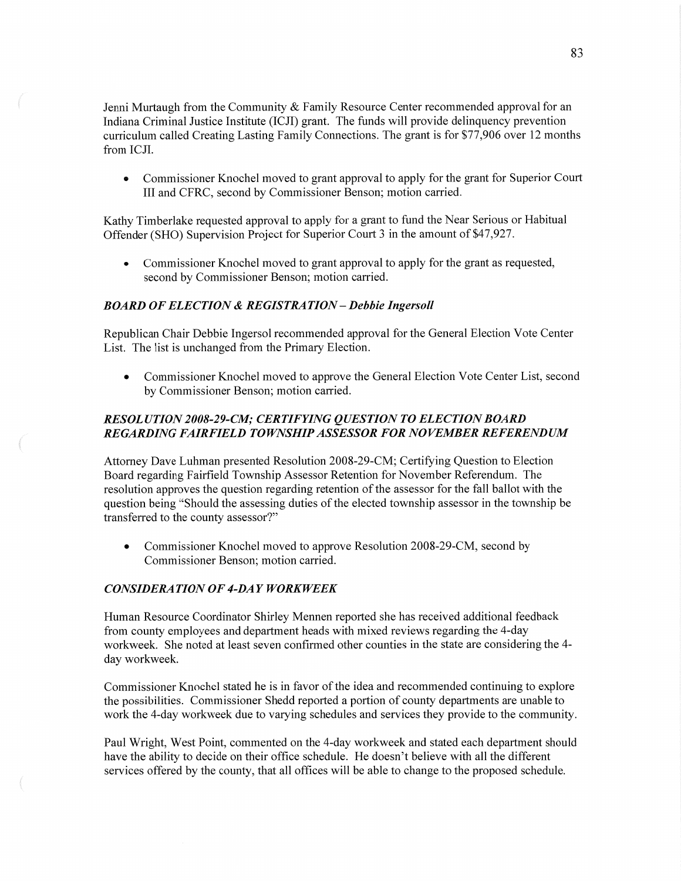Jenni Murtaugh from the Community & Family Resource Center recommended approval for an Indiana Criminal Justice Institute (ICJI) grant. The funds will provide delinquency prevention curriculum called Creating Lasting Family Connections. The grant is for $77,906 over 12 months from ICJI.

- Commissioner Knochel moved to grant approval to apply for the grant for Superior Court III and CFRC, second by Commissioner Benson; motion carried.

Kathy Timberlake requested approval to apply for a grant to fund the Near Serious or Habitual Offender (SHO) Supervision Project for Superior Court 3 in the amount of $47,927.

- Commissioner Knochel moved to grant approval to apply for the grant as requested, second by Commissioner Benson; motion carried.

### *BOARD OF ELECTION & REGISTRATION – Debbie Ingersoll*

Republican Chair Debbie Ingersol recommended approval for the General Election Vote Center List. The list is unchanged from the Primary Election.

- Commissioner Knochel moved to approve the General Election Vote Center List, second by Commissioner Benson; motion carried.

### *RESOLUTION 2008-29-CM; CERTIFYING QUESTION TO ELECTION BOARD REGARDING FAIRFIELD TOWNSHIP ASSESSOR FOR NOVEMBER REFERENDUM*

Attorney Dave Luhman presented Resolution 2008-29-CM; Certifying Question to Election Board regarding Fairfield Township Assessor Retention for November Referendum. The resolution approves the question regarding retention of the assessor for the fall ballot with the question being "Should the assessing duties of the elected township assessor in the township be transferred to the county assessor?"

- Commissioner Knochel moved to approve Resolution 2008-29-CM, second by Commissioner Benson; motion carried.

### *CONSIDERATION OF 4-DAY WORKWEEK*

Human Resource Coordinator Shirley Mennen reported she has received additional feedback from county employees and department heads with mixed reviews regarding the 4-day workweek. She noted at least seven confirmed other counties in the state are considering the 4-day workweek.

Commissioner Knochel stated he is in favor of the idea and recommended continuing to explore the possibilities. Commissioner Shedd reported a portion of county departments are unable to work the 4-day workweek due to varying schedules and services they provide to the community.

Paul Wright, West Point, commented on the 4-day workweek and stated each department should have the ability to decide on their office schedule. He doesn't believe with all the different services offered by the county, that all offices will be able to change to the proposed schedule.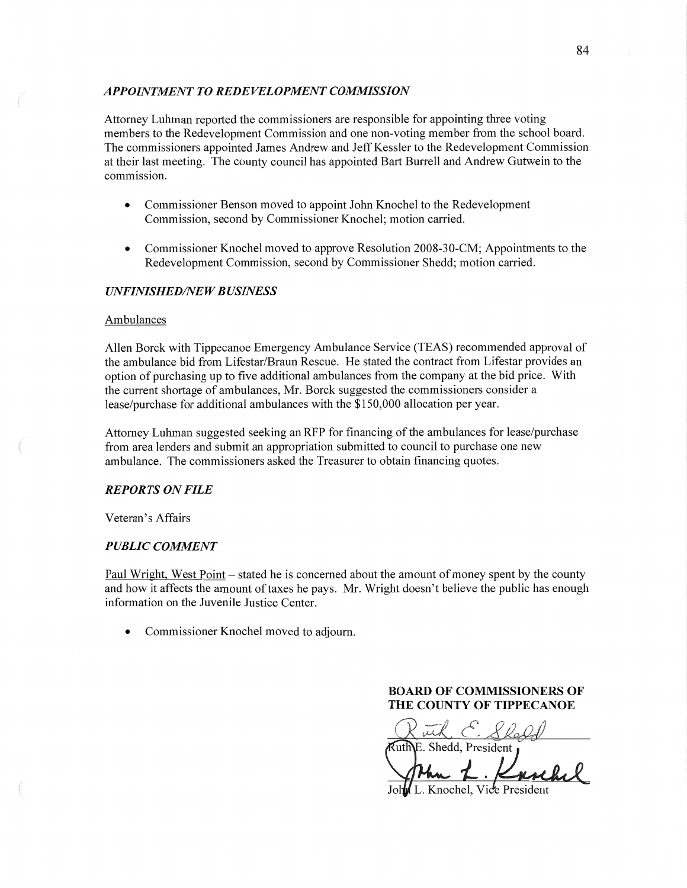### *APPOINTMENT TO REDEVELOPMENT COMMISSION*

Attorney Luhman reported the commissioners are responsible for appointing three voting members to the Redevelopment Commission and one non-voting member from the school board. The commissioners appointed James Andrew and Jeff Kessler to the Redevelopment Commission at their last meeting. The county council has appointed Bart Burrell and Andrew Gutwein to the commission.

- Commissioner Benson moved to appoint John Knochel to the Redevelopment Commission, second by Commissioner Knochel; motion carried.
- Commissioner Knochel moved to approve Resolution 2008-30-CM; Appointments to the Redevelopment Commission, second by Commissioner Shedd; motion carried.

### *UNFINISHED/NEW BUSINESS*

Ambulances

Allen Borck with Tippecanoe Emergency Ambulance Service (TEAS) recommended approval of the ambulance bid from Lifestar/Braun Rescue. He stated the contract from Lifestar provides an option of purchasing up to five additional ambulances from the company at the bid price. With the current shortage of ambulances, Mr. Borck suggested the commissioners consider a lease/purchase for additional ambulances with the $150,000 allocation per year.

Attorney Luhman suggested seeking an RFP for financing of the ambulances for lease/purchase from area lenders and submit an appropriation submitted to council to purchase one new ambulance. The commissioners asked the Treasurer to obtain financing quotes.

### *REPORTS ON FILE*

Veteran's Affairs

### *PUBLIC COMMENT*

Paul Wright, West Point – stated he is concerned about the amount of money spent by the county and how it affects the amount of taxes he pays. Mr. Wright doesn't believe the public has enough information on the Juvenile Justice Center.

- Commissioner Knochel moved to adjourn.

**BOARD OF COMMISSIONERS OF THE COUNTY OF TIPPECANOE**

Ruth E. Shedd, President

John L. Knochel, Vice President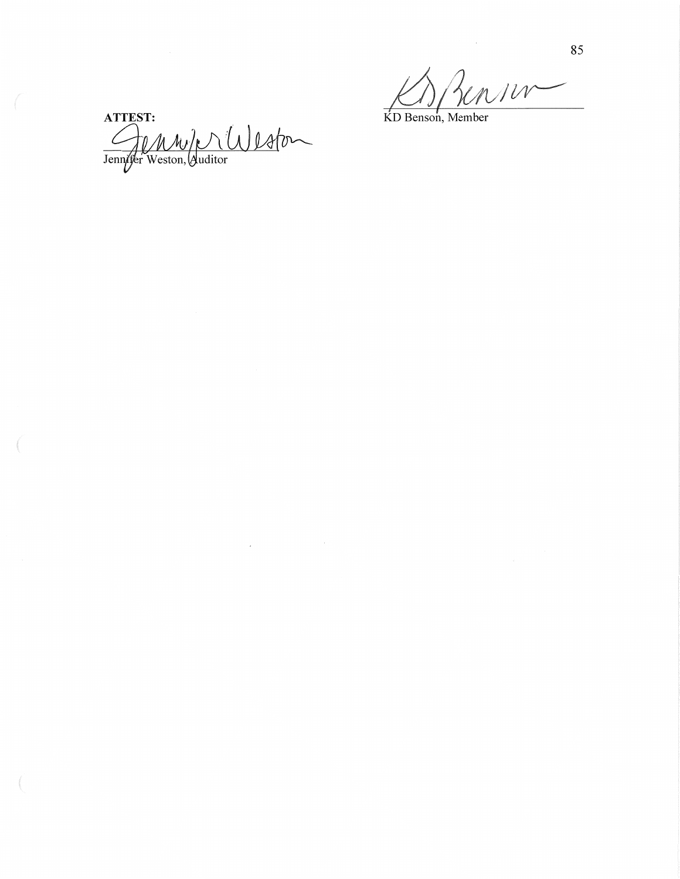KD Benson, Member

**ATTEST:**

Jennifer Weston, Auditor